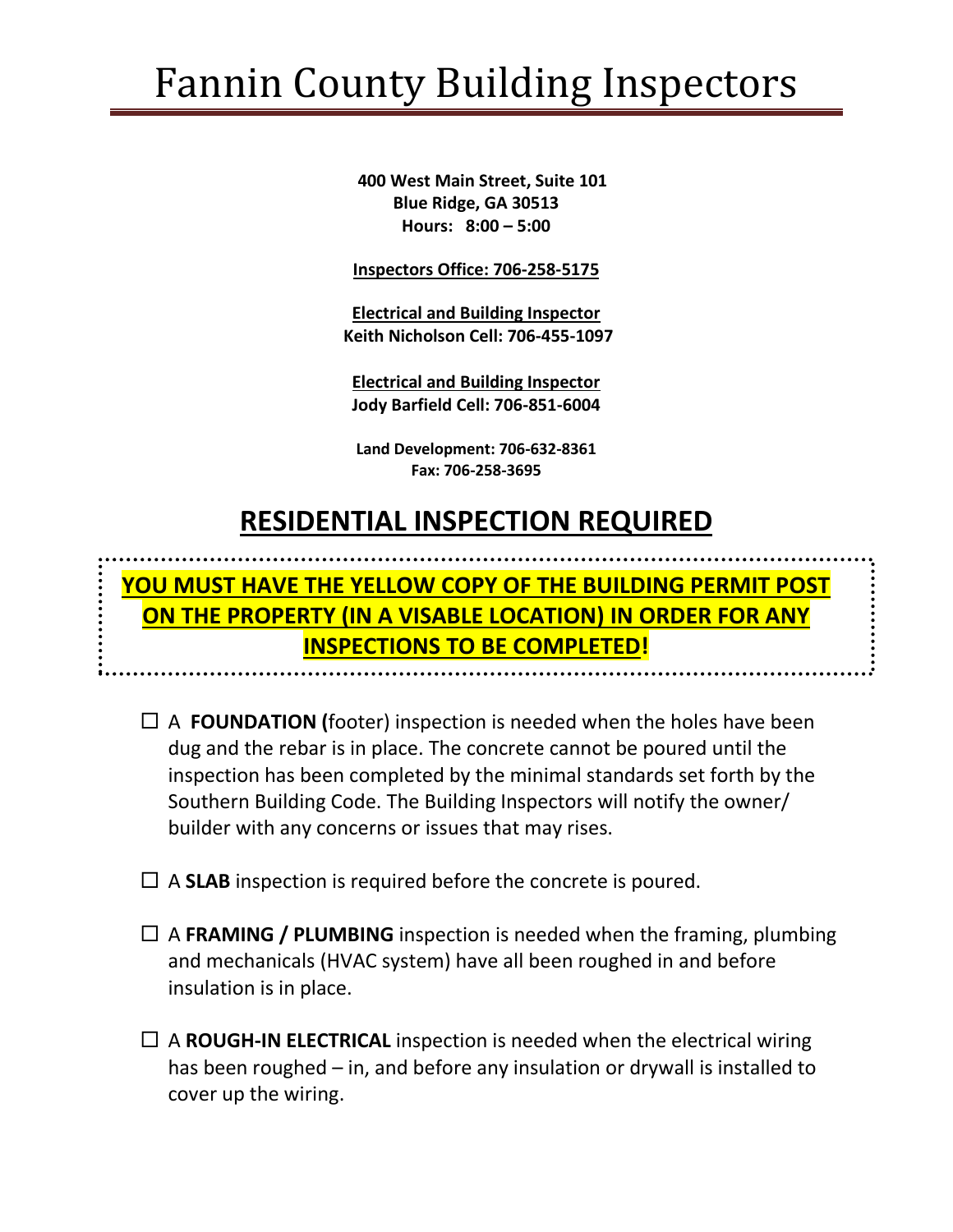# Fannin County Building Inspectors

**400 West Main Street, Suite 101**
**Blue Ridge, GA 30513**
**Hours: 8:00 – 5:00**

**Inspectors Office: 706-258-5175**

**Electrical and Building Inspector**
**Keith Nicholson Cell: 706-455-1097**

**Electrical and Building Inspector**
**Jody Barfield Cell: 706-851-6004**

**Land Development: 706-632-8361**
**Fax: 706-258-3695**

## RESIDENTIAL INSPECTION REQUIRED

**YOU MUST HAVE THE YELLOW COPY OF THE BUILDING PERMIT POST ON THE PROPERTY (IN A VISABLE LOCATION) IN ORDER FOR ANY INSPECTIONS TO BE COMPLETED!**

- ☐ A **FOUNDATION (**footer) inspection is needed when the holes have been dug and the rebar is in place. The concrete cannot be poured until the inspection has been completed by the minimal standards set forth by the Southern Building Code. The Building Inspectors will notify the owner/ builder with any concerns or issues that may rises.

- ☐ A **SLAB** inspection is required before the concrete is poured.

- ☐ A **FRAMING / PLUMBING** inspection is needed when the framing, plumbing and mechanicals (HVAC system) have all been roughed in and before insulation is in place.

- ☐ A **ROUGH-IN ELECTRICAL** inspection is needed when the electrical wiring has been roughed – in, and before any insulation or drywall is installed to cover up the wiring.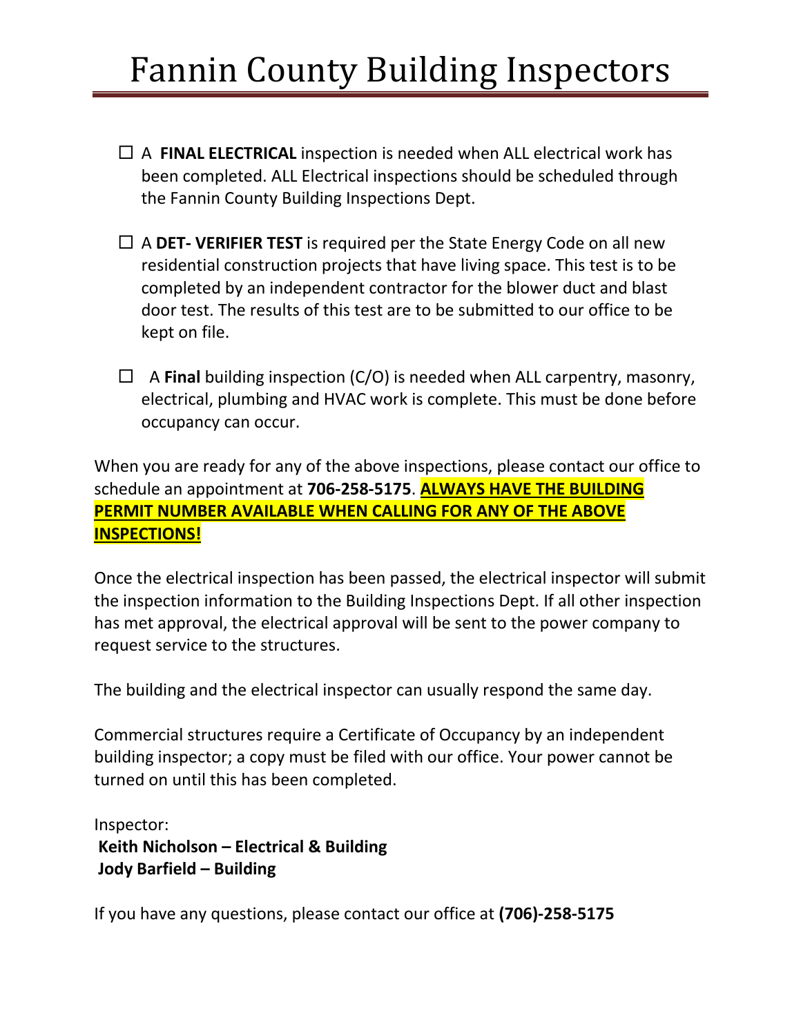# Fannin County Building Inspectors

- ☐ A **FINAL ELECTRICAL** inspection is needed when ALL electrical work has been completed. ALL Electrical inspections should be scheduled through the Fannin County Building Inspections Dept.

- ☐ A **DET- VERIFIER TEST** is required per the State Energy Code on all new residential construction projects that have living space. This test is to be completed by an independent contractor for the blower duct and blast door test. The results of this test are to be submitted to our office to be kept on file.

- ☐ A **Final** building inspection (C/O) is needed when ALL carpentry, masonry, electrical, plumbing and HVAC work is complete. This must be done before occupancy can occur.

When you are ready for any of the above inspections, please contact our office to schedule an appointment at **706-258-5175**. **ALWAYS HAVE THE BUILDING PERMIT NUMBER AVAILABLE WHEN CALLING FOR ANY OF THE ABOVE INSPECTIONS!**

Once the electrical inspection has been passed, the electrical inspector will submit the inspection information to the Building Inspections Dept. If all other inspection has met approval, the electrical approval will be sent to the power company to request service to the structures.

The building and the electrical inspector can usually respond the same day.

Commercial structures require a Certificate of Occupancy by an independent building inspector; a copy must be filed with our office. Your power cannot be turned on until this has been completed.

Inspector:
**Keith Nicholson – Electrical & Building**
**Jody Barfield – Building**

If you have any questions, please contact our office at **(706)-258-5175**